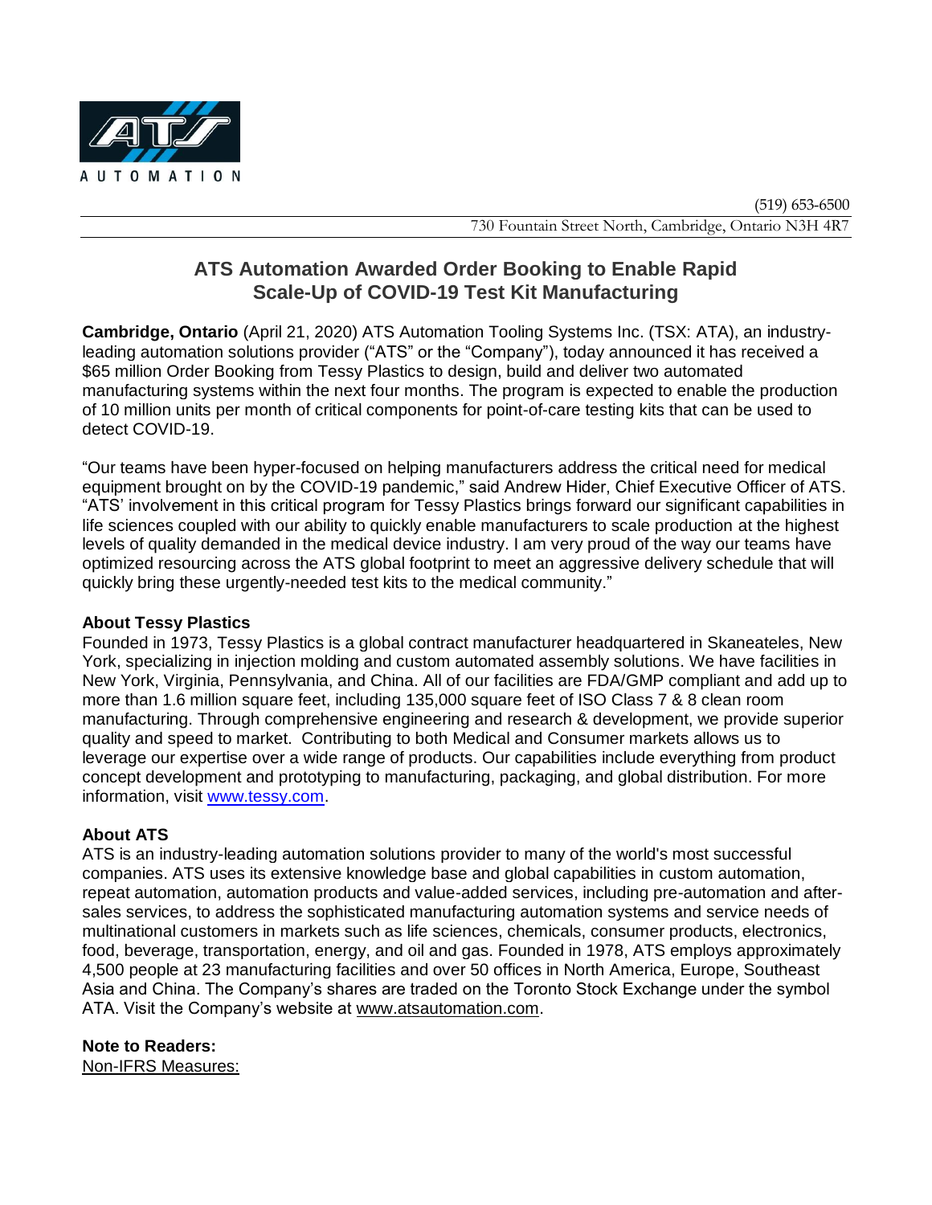AUTOMATION

(519) 653-6500

730 Fountain Street North, Cambridge, Ontario N3H 4R7

# ATS Automation Awarded Order Booking to Enable Rapid Scale-Up of COVID-19 Test Kit Manufacturing

**Cambridge, Ontario** (April 21, 2020) ATS Automation Tooling Systems Inc. (TSX: ATA), an industry-leading automation solutions provider ("ATS" or the "Company"), today announced it has received a $65 million Order Booking from Tessy Plastics to design, build and deliver two automated manufacturing systems within the next four months. The program is expected to enable the production of 10 million units per month of critical components for point-of-care testing kits that can be used to detect COVID-19.

"Our teams have been hyper-focused on helping manufacturers address the critical need for medical equipment brought on by the COVID-19 pandemic," said Andrew Hider, Chief Executive Officer of ATS. "ATS' involvement in this critical program for Tessy Plastics brings forward our significant capabilities in life sciences coupled with our ability to quickly enable manufacturers to scale production at the highest levels of quality demanded in the medical device industry. I am very proud of the way our teams have optimized resourcing across the ATS global footprint to meet an aggressive delivery schedule that will quickly bring these urgently-needed test kits to the medical community."

**About Tessy Plastics**

Founded in 1973, Tessy Plastics is a global contract manufacturer headquartered in Skaneateles, New York, specializing in injection molding and custom automated assembly solutions. We have facilities in New York, Virginia, Pennsylvania, and China. All of our facilities are FDA/GMP compliant and add up to more than 1.6 million square feet, including 135,000 square feet of ISO Class 7 & 8 clean room manufacturing. Through comprehensive engineering and research & development, we provide superior quality and speed to market. Contributing to both Medical and Consumer markets allows us to leverage our expertise over a wide range of products. Our capabilities include everything from product concept development and prototyping to manufacturing, packaging, and global distribution. For more information, visit www.tessy.com.

**About ATS**

ATS is an industry-leading automation solutions provider to many of the world's most successful companies. ATS uses its extensive knowledge base and global capabilities in custom automation, repeat automation, automation products and value-added services, including pre-automation and after-sales services, to address the sophisticated manufacturing automation systems and service needs of multinational customers in markets such as life sciences, chemicals, consumer products, electronics, food, beverage, transportation, energy, and oil and gas. Founded in 1978, ATS employs approximately 4,500 people at 23 manufacturing facilities and over 50 offices in North America, Europe, Southeast Asia and China. The Company's shares are traded on the Toronto Stock Exchange under the symbol ATA. Visit the Company's website at www.atsautomation.com.

**Note to Readers:**

Non-IFRS Measures: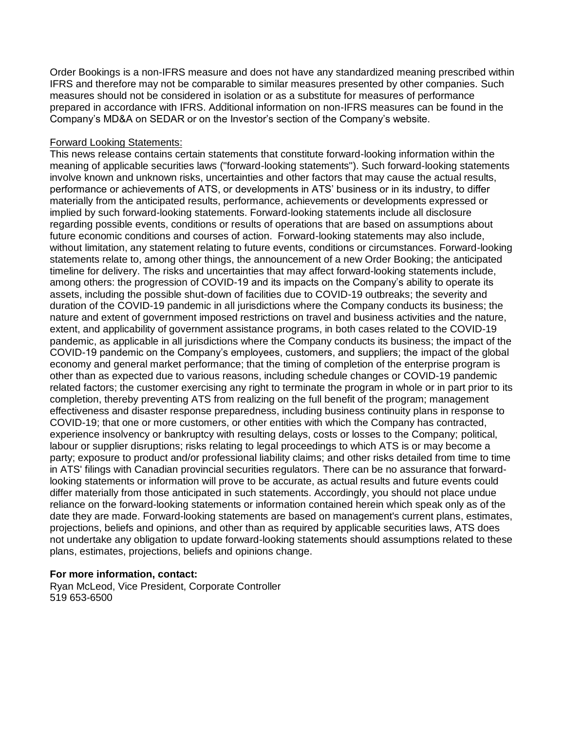Order Bookings is a non-IFRS measure and does not have any standardized meaning prescribed within IFRS and therefore may not be comparable to similar measures presented by other companies. Such measures should not be considered in isolation or as a substitute for measures of performance prepared in accordance with IFRS. Additional information on non-IFRS measures can be found in the Company's MD&A on SEDAR or on the Investor's section of the Company's website.

Forward Looking Statements:

This news release contains certain statements that constitute forward-looking information within the meaning of applicable securities laws ("forward-looking statements"). Such forward-looking statements involve known and unknown risks, uncertainties and other factors that may cause the actual results, performance or achievements of ATS, or developments in ATS' business or in its industry, to differ materially from the anticipated results, performance, achievements or developments expressed or implied by such forward-looking statements. Forward-looking statements include all disclosure regarding possible events, conditions or results of operations that are based on assumptions about future economic conditions and courses of action. Forward-looking statements may also include, without limitation, any statement relating to future events, conditions or circumstances. Forward-looking statements relate to, among other things, the announcement of a new Order Booking; the anticipated timeline for delivery. The risks and uncertainties that may affect forward-looking statements include, among others: the progression of COVID-19 and its impacts on the Company's ability to operate its assets, including the possible shut-down of facilities due to COVID-19 outbreaks; the severity and duration of the COVID-19 pandemic in all jurisdictions where the Company conducts its business; the nature and extent of government imposed restrictions on travel and business activities and the nature, extent, and applicability of government assistance programs, in both cases related to the COVID-19 pandemic, as applicable in all jurisdictions where the Company conducts its business; the impact of the COVID-19 pandemic on the Company's employees, customers, and suppliers; the impact of the global economy and general market performance; that the timing of completion of the enterprise program is other than as expected due to various reasons, including schedule changes or COVID-19 pandemic related factors; the customer exercising any right to terminate the program in whole or in part prior to its completion, thereby preventing ATS from realizing on the full benefit of the program; management effectiveness and disaster response preparedness, including business continuity plans in response to COVID-19; that one or more customers, or other entities with which the Company has contracted, experience insolvency or bankruptcy with resulting delays, costs or losses to the Company; political, labour or supplier disruptions; risks relating to legal proceedings to which ATS is or may become a party; exposure to product and/or professional liability claims; and other risks detailed from time to time in ATS' filings with Canadian provincial securities regulators. There can be no assurance that forward-looking statements or information will prove to be accurate, as actual results and future events could differ materially from those anticipated in such statements. Accordingly, you should not place undue reliance on the forward-looking statements or information contained herein which speak only as of the date they are made. Forward-looking statements are based on management's current plans, estimates, projections, beliefs and opinions, and other than as required by applicable securities laws, ATS does not undertake any obligation to update forward-looking statements should assumptions related to these plans, estimates, projections, beliefs and opinions change.

**For more information, contact:**
Ryan McLeod, Vice President, Corporate Controller
519 653-6500